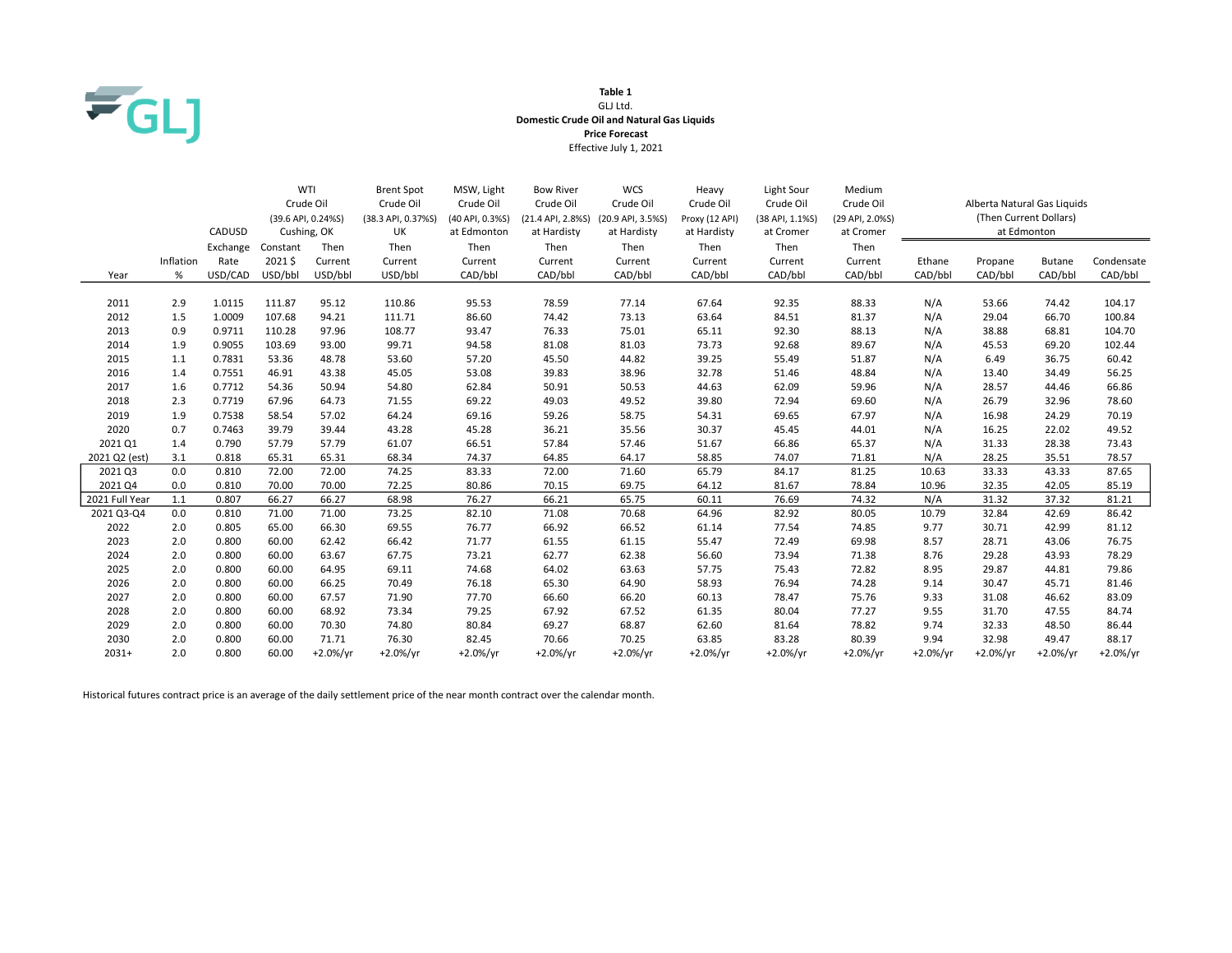**Table 1**
GLJ Ltd.
**Domestic Crude Oil and Natural Gas Liquids**
**Price Forecast**
Effective July 1, 2021

| Year | Inflation % | CADUSD Exchange Rate USD/CAD | WTI Crude Oil (39.6 API, 0.24%S) Cushing, OK Constant 2021 $ USD/bbl | WTI Crude Oil (39.6 API, 0.24%S) Cushing, OK Then Current USD/bbl | Brent Spot Crude Oil (38.3 API, 0.37%S) UK Then Current USD/bbl | MSW, Light Crude Oil (40 API, 0.3%S) at Edmonton Then Current CAD/bbl | Bow River Crude Oil (21.4 API, 2.8%S) at Hardisty Then Current CAD/bbl | WCS Crude Oil (20.9 API, 3.5%S) at Hardisty Then Current CAD/bbl | Heavy Crude Oil Proxy (12 API) at Hardisty Then Current CAD/bbl | Light Sour Crude Oil (38 API, 1.1%S) at Cromer Then Current CAD/bbl | Medium Crude Oil (29 API, 2.0%S) at Cromer Then Current CAD/bbl | Alberta Natural Gas Liquids (Then Current Dollars) at Edmonton Ethane CAD/bbl | Propane CAD/bbl | Butane CAD/bbl | Condensate CAD/bbl |
|---|---|---|---|---|---|---|---|---|---|---|---|---|---|---|---|
| 2011 | 2.9 | 1.0115 | 111.87 | 95.12 | 110.86 | 95.53 | 78.59 | 77.14 | 67.64 | 92.35 | 88.33 | N/A | 53.66 | 74.42 | 104.17 |
| 2012 | 1.5 | 1.0009 | 107.68 | 94.21 | 111.71 | 86.60 | 74.42 | 73.13 | 63.64 | 84.51 | 81.37 | N/A | 29.04 | 66.70 | 100.84 |
| 2013 | 0.9 | 0.9711 | 110.28 | 97.96 | 108.77 | 93.47 | 76.33 | 75.01 | 65.11 | 92.30 | 88.13 | N/A | 38.88 | 68.81 | 104.70 |
| 2014 | 1.9 | 0.9055 | 103.69 | 93.00 | 99.71 | 94.58 | 81.08 | 81.03 | 73.73 | 92.68 | 89.67 | N/A | 45.53 | 69.20 | 102.44 |
| 2015 | 1.1 | 0.7831 | 53.36 | 48.78 | 53.60 | 57.20 | 45.50 | 44.82 | 39.25 | 55.49 | 51.87 | N/A | 6.49 | 36.75 | 60.42 |
| 2016 | 1.4 | 0.7551 | 46.91 | 43.38 | 45.05 | 53.08 | 39.83 | 38.96 | 32.78 | 51.46 | 48.84 | N/A | 13.40 | 34.49 | 56.25 |
| 2017 | 1.6 | 0.7712 | 54.36 | 50.94 | 54.80 | 62.84 | 50.91 | 50.53 | 44.63 | 62.09 | 59.96 | N/A | 28.57 | 44.46 | 66.86 |
| 2018 | 2.3 | 0.7719 | 67.96 | 64.73 | 71.55 | 69.22 | 49.03 | 49.52 | 39.80 | 72.94 | 69.60 | N/A | 26.79 | 32.96 | 78.60 |
| 2019 | 1.9 | 0.7538 | 58.54 | 57.02 | 64.24 | 69.16 | 59.26 | 58.75 | 54.31 | 69.65 | 67.97 | N/A | 16.98 | 24.29 | 70.19 |
| 2020 | 0.7 | 0.7463 | 39.79 | 39.44 | 43.28 | 45.28 | 36.21 | 35.56 | 30.37 | 45.45 | 44.01 | N/A | 16.25 | 22.02 | 49.52 |
| 2021 Q1 | 1.4 | 0.790 | 57.79 | 57.79 | 61.07 | 66.51 | 57.84 | 57.46 | 51.67 | 66.86 | 65.37 | N/A | 31.33 | 28.38 | 73.43 |
| 2021 Q2 (est) | 3.1 | 0.818 | 65.31 | 65.31 | 68.34 | 74.37 | 64.85 | 64.17 | 58.85 | 74.07 | 71.81 | N/A | 28.25 | 35.51 | 78.57 |
| 2021 Q3 | 0.0 | 0.810 | 72.00 | 72.00 | 74.25 | 83.33 | 72.00 | 71.60 | 65.79 | 84.17 | 81.25 | 10.63 | 33.33 | 43.33 | 87.65 |
| 2021 Q4 | 0.0 | 0.810 | 70.00 | 70.00 | 72.25 | 80.86 | 70.15 | 69.75 | 64.12 | 81.67 | 78.84 | 10.96 | 32.35 | 42.05 | 85.19 |
| 2021 Full Year | 1.1 | 0.807 | 66.27 | 66.27 | 68.98 | 76.27 | 66.21 | 65.75 | 60.11 | 76.69 | 74.32 | N/A | 31.32 | 37.32 | 81.21 |
| 2021 Q3-Q4 | 0.0 | 0.810 | 71.00 | 71.00 | 73.25 | 82.10 | 71.08 | 70.68 | 64.96 | 82.92 | 80.05 | 10.79 | 32.84 | 42.69 | 86.42 |
| 2022 | 2.0 | 0.805 | 65.00 | 66.30 | 69.55 | 76.77 | 66.92 | 66.52 | 61.14 | 77.54 | 74.85 | 9.77 | 30.71 | 42.99 | 81.12 |
| 2023 | 2.0 | 0.800 | 60.00 | 62.42 | 66.42 | 71.77 | 61.55 | 61.15 | 55.47 | 72.49 | 69.98 | 8.57 | 28.71 | 43.06 | 76.75 |
| 2024 | 2.0 | 0.800 | 60.00 | 63.67 | 67.75 | 73.21 | 62.77 | 62.38 | 56.60 | 73.94 | 71.38 | 8.76 | 29.28 | 43.93 | 78.29 |
| 2025 | 2.0 | 0.800 | 60.00 | 64.95 | 69.11 | 74.68 | 64.02 | 63.63 | 57.75 | 75.43 | 72.82 | 8.95 | 29.87 | 44.81 | 79.86 |
| 2026 | 2.0 | 0.800 | 60.00 | 66.25 | 70.49 | 76.18 | 65.30 | 64.90 | 58.93 | 76.94 | 74.28 | 9.14 | 30.47 | 45.71 | 81.46 |
| 2027 | 2.0 | 0.800 | 60.00 | 67.57 | 71.90 | 77.70 | 66.60 | 66.20 | 60.13 | 78.47 | 75.76 | 9.33 | 31.08 | 46.62 | 83.09 |
| 2028 | 2.0 | 0.800 | 60.00 | 68.92 | 73.34 | 79.25 | 67.92 | 67.52 | 61.35 | 80.04 | 77.27 | 9.55 | 31.70 | 47.55 | 84.74 |
| 2029 | 2.0 | 0.800 | 60.00 | 70.30 | 74.80 | 80.84 | 69.27 | 68.87 | 62.60 | 81.64 | 78.82 | 9.74 | 32.33 | 48.50 | 86.44 |
| 2030 | 2.0 | 0.800 | 60.00 | 71.71 | 76.30 | 82.45 | 70.66 | 70.25 | 63.85 | 83.28 | 80.39 | 9.94 | 32.98 | 49.47 | 88.17 |
| 2031+ | 2.0 | 0.800 | 60.00 | +2.0%/yr | +2.0%/yr | +2.0%/yr | +2.0%/yr | +2.0%/yr | +2.0%/yr | +2.0%/yr | +2.0%/yr | +2.0%/yr | +2.0%/yr | +2.0%/yr | +2.0%/yr |

Historical futures contract price is an average of the daily settlement price of the near month contract over the calendar month.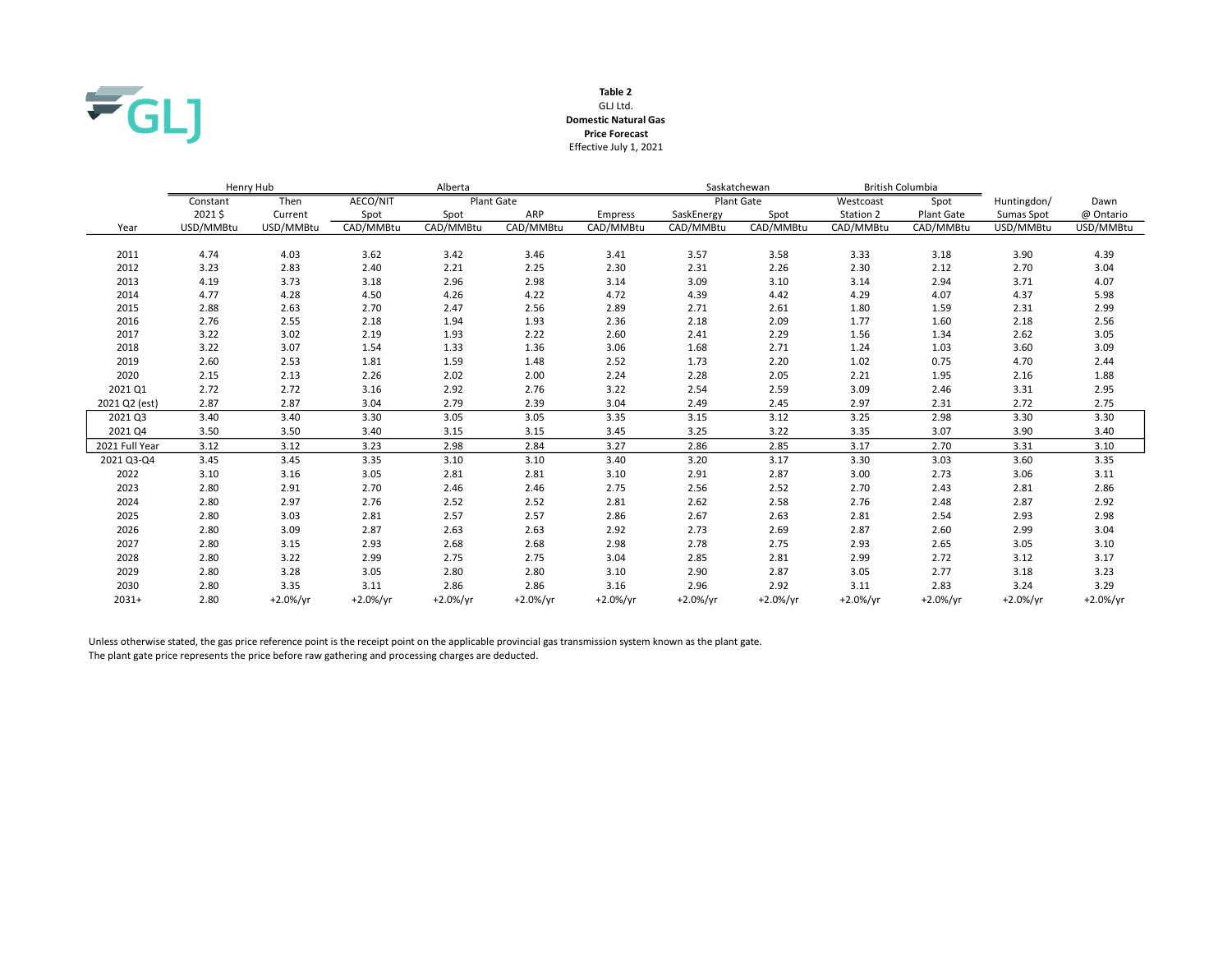**Table 2**
GLJ Ltd.
**Domestic Natural Gas**
**Price Forecast**
Effective July 1, 2021

| | Henry Hub | | Alberta | | | | Saskatchewan | | British Columbia | | | |
|---|---|---|---|---|---|---|---|---|---|---|---|---|
| | Constant | Then | AECO/NIT | Plant Gate | | | Plant Gate | | Westcoast | Spot | Huntingdon/ | Dawn |
| | 2021 $ | Current | Spot | Spot | ARP | Empress | SaskEnergy | Spot | Station 2 | Plant Gate | Sumas Spot | @ Ontario |
| Year | USD/MMBtu | USD/MMBtu | CAD/MMBtu | CAD/MMBtu | CAD/MMBtu | CAD/MMBtu | CAD/MMBtu | CAD/MMBtu | CAD/MMBtu | CAD/MMBtu | USD/MMBtu | USD/MMBtu |
| 2011 | 4.74 | 4.03 | 3.62 | 3.42 | 3.46 | 3.41 | 3.57 | 3.58 | 3.33 | 3.18 | 3.90 | 4.39 |
| 2012 | 3.23 | 2.83 | 2.40 | 2.21 | 2.25 | 2.30 | 2.31 | 2.26 | 2.30 | 2.12 | 2.70 | 3.04 |
| 2013 | 4.19 | 3.73 | 3.18 | 2.96 | 2.98 | 3.14 | 3.09 | 3.10 | 3.14 | 2.94 | 3.71 | 4.07 |
| 2014 | 4.77 | 4.28 | 4.50 | 4.26 | 4.22 | 4.72 | 4.39 | 4.42 | 4.29 | 4.07 | 4.37 | 5.98 |
| 2015 | 2.88 | 2.63 | 2.70 | 2.47 | 2.56 | 2.89 | 2.71 | 2.61 | 1.80 | 1.59 | 2.31 | 2.99 |
| 2016 | 2.76 | 2.55 | 2.18 | 1.94 | 1.93 | 2.36 | 2.18 | 2.09 | 1.77 | 1.60 | 2.18 | 2.56 |
| 2017 | 3.22 | 3.02 | 2.19 | 1.93 | 2.22 | 2.60 | 2.41 | 2.29 | 1.56 | 1.34 | 2.62 | 3.05 |
| 2018 | 3.22 | 3.07 | 1.54 | 1.33 | 1.36 | 3.06 | 1.68 | 2.71 | 1.24 | 1.03 | 3.60 | 3.09 |
| 2019 | 2.60 | 2.53 | 1.81 | 1.59 | 1.48 | 2.52 | 1.73 | 2.20 | 1.02 | 0.75 | 4.70 | 2.44 |
| 2020 | 2.15 | 2.13 | 2.26 | 2.02 | 2.00 | 2.24 | 2.28 | 2.05 | 2.21 | 1.95 | 2.16 | 1.88 |
| 2021 Q1 | 2.72 | 2.72 | 3.16 | 2.92 | 2.76 | 3.22 | 2.54 | 2.59 | 3.09 | 2.46 | 3.31 | 2.95 |
| 2021 Q2 (est) | 2.87 | 2.87 | 3.04 | 2.79 | 2.39 | 3.04 | 2.49 | 2.45 | 2.97 | 2.31 | 2.72 | 2.75 |
| 2021 Q3 | 3.40 | 3.40 | 3.30 | 3.05 | 3.05 | 3.35 | 3.15 | 3.12 | 3.25 | 2.98 | 3.30 | 3.30 |
| 2021 Q4 | 3.50 | 3.50 | 3.40 | 3.15 | 3.15 | 3.45 | 3.25 | 3.22 | 3.35 | 3.07 | 3.90 | 3.40 |
| 2021 Full Year | 3.12 | 3.12 | 3.23 | 2.98 | 2.84 | 3.27 | 2.86 | 2.85 | 3.17 | 2.70 | 3.31 | 3.10 |
| 2021 Q3-Q4 | 3.45 | 3.45 | 3.35 | 3.10 | 3.10 | 3.40 | 3.20 | 3.17 | 3.30 | 3.03 | 3.60 | 3.35 |
| 2022 | 3.10 | 3.16 | 3.05 | 2.81 | 2.81 | 3.10 | 2.91 | 2.87 | 3.00 | 2.73 | 3.06 | 3.11 |
| 2023 | 2.80 | 2.91 | 2.70 | 2.46 | 2.46 | 2.75 | 2.56 | 2.52 | 2.70 | 2.43 | 2.81 | 2.86 |
| 2024 | 2.80 | 2.97 | 2.76 | 2.52 | 2.52 | 2.81 | 2.62 | 2.58 | 2.76 | 2.48 | 2.87 | 2.92 |
| 2025 | 2.80 | 3.03 | 2.81 | 2.57 | 2.57 | 2.86 | 2.67 | 2.63 | 2.81 | 2.54 | 2.93 | 2.98 |
| 2026 | 2.80 | 3.09 | 2.87 | 2.63 | 2.63 | 2.92 | 2.73 | 2.69 | 2.87 | 2.60 | 2.99 | 3.04 |
| 2027 | 2.80 | 3.15 | 2.93 | 2.68 | 2.68 | 2.98 | 2.78 | 2.75 | 2.93 | 2.65 | 3.05 | 3.10 |
| 2028 | 2.80 | 3.22 | 2.99 | 2.75 | 2.75 | 3.04 | 2.85 | 2.81 | 2.99 | 2.72 | 3.12 | 3.17 |
| 2029 | 2.80 | 3.28 | 3.05 | 2.80 | 2.80 | 3.10 | 2.90 | 2.87 | 3.05 | 2.77 | 3.18 | 3.23 |
| 2030 | 2.80 | 3.35 | 3.11 | 2.86 | 2.86 | 3.16 | 2.96 | 2.92 | 3.11 | 2.83 | 3.24 | 3.29 |
| 2031+ | 2.80 | +2.0%/yr | +2.0%/yr | +2.0%/yr | +2.0%/yr | +2.0%/yr | +2.0%/yr | +2.0%/yr | +2.0%/yr | +2.0%/yr | +2.0%/yr | +2.0%/yr |

Unless otherwise stated, the gas price reference point is the receipt point on the applicable provincial gas transmission system known as the plant gate.
The plant gate price represents the price before raw gathering and processing charges are deducted.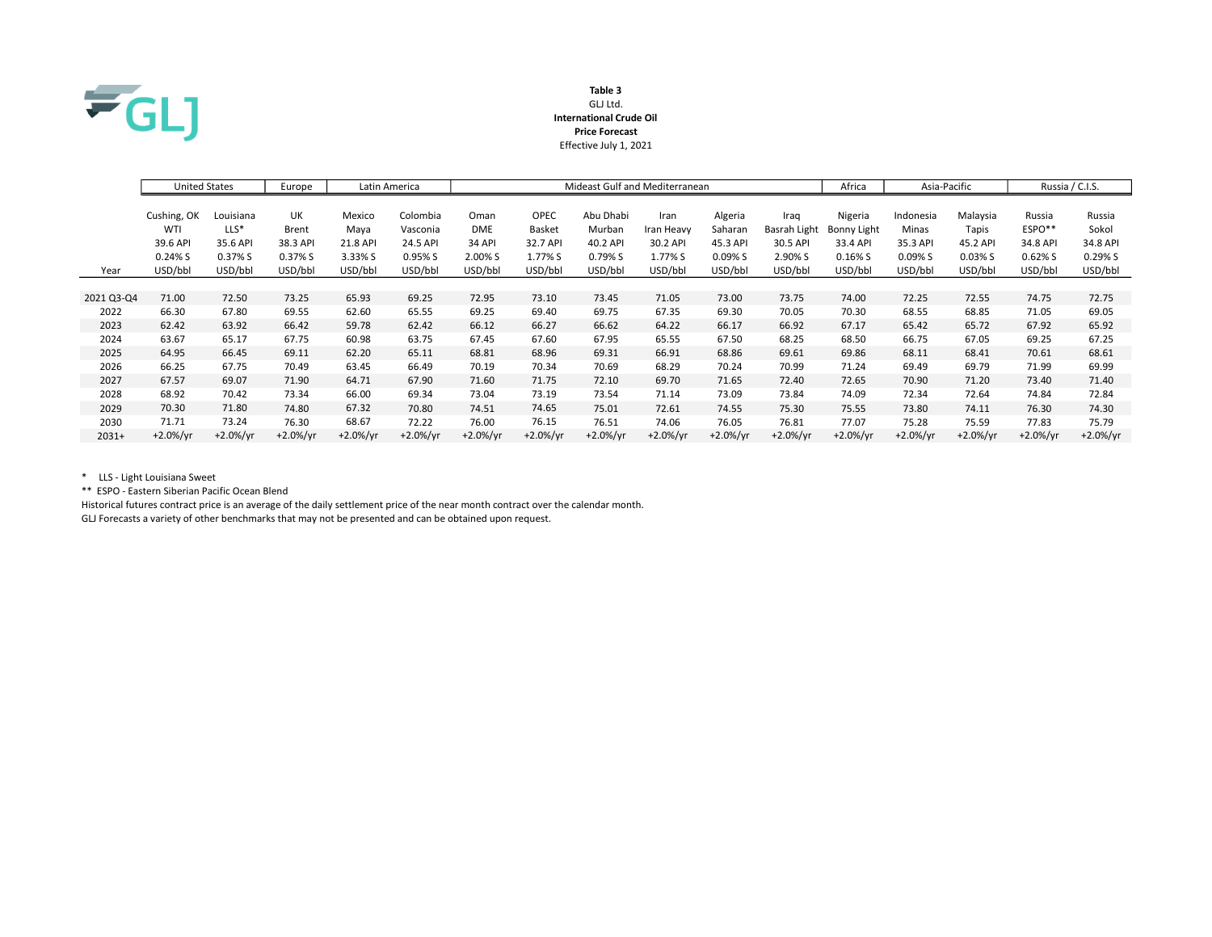**Table 3**
GLJ Ltd.
**International Crude Oil**
**Price Forecast**
Effective July 1, 2021

| | United States | | Europe | Latin America | | Mideast Gulf and Mediterranean | | | | | | Africa | Asia-Pacific | | Russia / C.I.S. | |
|---|---|---|---|---|---|---|---|---|---|---|---|---|---|---|---|---|
| | Cushing, OK WTI 39.6 API 0.24% S | Louisiana LLS* 35.6 API 0.37% S | UK Brent 38.3 API 0.37% S | Mexico Maya 21.8 API 3.33% S | Colombia Vasconia 24.5 API 0.95% S | Oman DME 34 API 2.00% S | OPEC Basket 32.7 API 1.77% S | Abu Dhabi Murban 40.2 API 0.79% S | Iran Iran Heavy 30.2 API 1.77% S | Algeria Saharan 45.3 API 0.09% S | Iraq Basrah Light 30.5 API 2.90% S | Nigeria Bonny Light 33.4 API 0.16% S | Indonesia Minas 35.3 API 0.09% S | Malaysia Tapis 45.2 API 0.03% S | Russia ESPO** 34.8 API 0.62% S | Russia Sokol 34.8 API 0.29% S |
| Year | USD/bbl | USD/bbl | USD/bbl | USD/bbl | USD/bbl | USD/bbl | USD/bbl | USD/bbl | USD/bbl | USD/bbl | USD/bbl | USD/bbl | USD/bbl | USD/bbl | USD/bbl | USD/bbl |
| 2021 Q3-Q4 | 71.00 | 72.50 | 73.25 | 65.93 | 69.25 | 72.95 | 73.10 | 73.45 | 71.05 | 73.00 | 73.75 | 74.00 | 72.25 | 72.55 | 74.75 | 72.75 |
| 2022 | 66.30 | 67.80 | 69.55 | 62.60 | 65.55 | 69.25 | 69.40 | 69.75 | 67.35 | 69.30 | 70.05 | 70.30 | 68.55 | 68.85 | 71.05 | 69.05 |
| 2023 | 62.42 | 63.92 | 66.42 | 59.78 | 62.42 | 66.12 | 66.27 | 66.62 | 64.22 | 66.17 | 66.92 | 67.17 | 65.42 | 65.72 | 67.92 | 65.92 |
| 2024 | 63.67 | 65.17 | 67.75 | 60.98 | 63.75 | 67.45 | 67.60 | 67.95 | 65.55 | 67.50 | 68.25 | 68.50 | 66.75 | 67.05 | 69.25 | 67.25 |
| 2025 | 64.95 | 66.45 | 69.11 | 62.20 | 65.11 | 68.81 | 68.96 | 69.31 | 66.91 | 68.86 | 69.61 | 69.86 | 68.11 | 68.41 | 70.61 | 68.61 |
| 2026 | 66.25 | 67.75 | 70.49 | 63.45 | 66.49 | 70.19 | 70.34 | 70.69 | 68.29 | 70.24 | 70.99 | 71.24 | 69.49 | 69.79 | 71.99 | 69.99 |
| 2027 | 67.57 | 69.07 | 71.90 | 64.71 | 67.90 | 71.60 | 71.75 | 72.10 | 69.70 | 71.65 | 72.40 | 72.65 | 70.90 | 71.20 | 73.40 | 71.40 |
| 2028 | 68.92 | 70.42 | 73.34 | 66.00 | 69.34 | 73.04 | 73.19 | 73.54 | 71.14 | 73.09 | 73.84 | 74.09 | 72.34 | 72.64 | 74.84 | 72.84 |
| 2029 | 70.30 | 71.80 | 74.80 | 67.32 | 70.80 | 74.51 | 74.65 | 75.01 | 72.61 | 74.55 | 75.30 | 75.55 | 73.80 | 74.11 | 76.30 | 74.30 |
| 2030 | 71.71 | 73.24 | 76.30 | 68.67 | 72.22 | 76.00 | 76.15 | 76.51 | 74.06 | 76.05 | 76.81 | 77.07 | 75.28 | 75.59 | 77.83 | 75.79 |
| 2031+ | +2.0%/yr | +2.0%/yr | +2.0%/yr | +2.0%/yr | +2.0%/yr | +2.0%/yr | +2.0%/yr | +2.0%/yr | +2.0%/yr | +2.0%/yr | +2.0%/yr | +2.0%/yr | +2.0%/yr | +2.0%/yr | +2.0%/yr | +2.0%/yr |

\* LLS - Light Louisiana Sweet

** ESPO - Eastern Siberian Pacific Ocean Blend

Historical futures contract price is an average of the daily settlement price of the near month contract over the calendar month.

GLJ Forecasts a variety of other benchmarks that may not be presented and can be obtained upon request.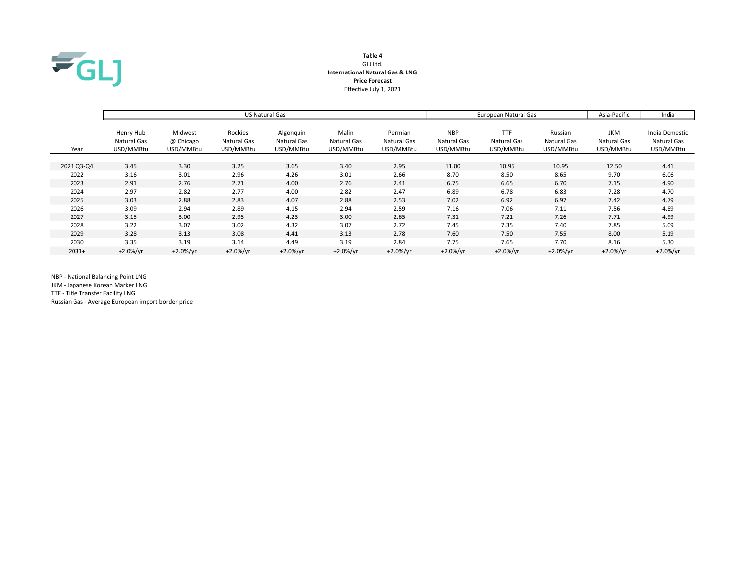**Table 4**

GLJ Ltd.

**International Natural Gas & LNG**

**Price Forecast**

Effective July 1, 2021

| | US Natural Gas | | | | | | European Natural Gas | | | Asia-Pacific | India |
|---|---|---|---|---|---|---|---|---|---|---|---|
| Year | Henry Hub Natural Gas USD/MMBtu | Midwest @ Chicago USD/MMBtu | Rockies Natural Gas USD/MMBtu | Algonquin Natural Gas USD/MMBtu | Malin Natural Gas USD/MMBtu | Permian Natural Gas USD/MMBtu | NBP Natural Gas USD/MMBtu | TTF Natural Gas USD/MMBtu | Russian Natural Gas USD/MMBtu | JKM Natural Gas USD/MMBtu | India Domestic Natural Gas USD/MMBtu |
| 2021 Q3-Q4 | 3.45 | 3.30 | 3.25 | 3.65 | 3.40 | 2.95 | 11.00 | 10.95 | 10.95 | 12.50 | 4.41 |
| 2022 | 3.16 | 3.01 | 2.96 | 4.26 | 3.01 | 2.66 | 8.70 | 8.50 | 8.65 | 9.70 | 6.06 |
| 2023 | 2.91 | 2.76 | 2.71 | 4.00 | 2.76 | 2.41 | 6.75 | 6.65 | 6.70 | 7.15 | 4.90 |
| 2024 | 2.97 | 2.82 | 2.77 | 4.00 | 2.82 | 2.47 | 6.89 | 6.78 | 6.83 | 7.28 | 4.70 |
| 2025 | 3.03 | 2.88 | 2.83 | 4.07 | 2.88 | 2.53 | 7.02 | 6.92 | 6.97 | 7.42 | 4.79 |
| 2026 | 3.09 | 2.94 | 2.89 | 4.15 | 2.94 | 2.59 | 7.16 | 7.06 | 7.11 | 7.56 | 4.89 |
| 2027 | 3.15 | 3.00 | 2.95 | 4.23 | 3.00 | 2.65 | 7.31 | 7.21 | 7.26 | 7.71 | 4.99 |
| 2028 | 3.22 | 3.07 | 3.02 | 4.32 | 3.07 | 2.72 | 7.45 | 7.35 | 7.40 | 7.85 | 5.09 |
| 2029 | 3.28 | 3.13 | 3.08 | 4.41 | 3.13 | 2.78 | 7.60 | 7.50 | 7.55 | 8.00 | 5.19 |
| 2030 | 3.35 | 3.19 | 3.14 | 4.49 | 3.19 | 2.84 | 7.75 | 7.65 | 7.70 | 8.16 | 5.30 |
| 2031+ | +2.0%/yr | +2.0%/yr | +2.0%/yr | +2.0%/yr | +2.0%/yr | +2.0%/yr | +2.0%/yr | +2.0%/yr | +2.0%/yr | +2.0%/yr | +2.0%/yr |

NBP - National Balancing Point LNG

JKM - Japanese Korean Marker LNG

TTF - Title Transfer Facility LNG

Russian Gas - Average European import border price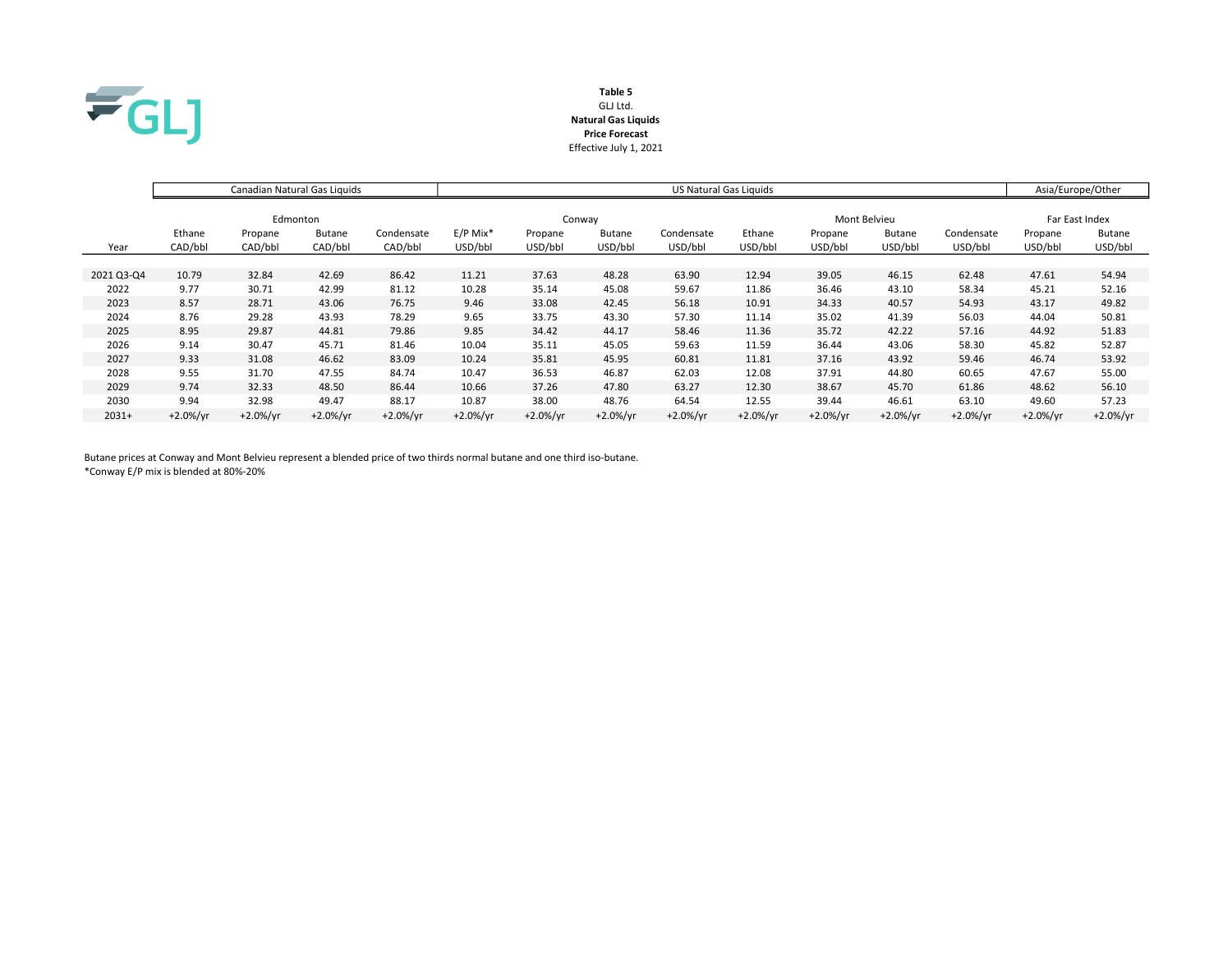**Table 5**
GLJ Ltd.
**Natural Gas Liquids**
**Price Forecast**
Effective July 1, 2021

| | Canadian Natural Gas Liquids | | | | US Natural Gas Liquids | | | | | | | | Asia/Europe/Other | |
|---|---|---|---|---|---|---|---|---|---|---|---|---|---|---|
| | Edmonton | | | | Conway | | | | Mont Belvieu | | | | Far East Index | |
| Year | Ethane CAD/bbl | Propane CAD/bbl | Butane CAD/bbl | Condensate CAD/bbl | E/P Mix* USD/bbl | Propane USD/bbl | Butane USD/bbl | Condensate USD/bbl | Ethane USD/bbl | Propane USD/bbl | Butane USD/bbl | Condensate USD/bbl | Propane USD/bbl | Butane USD/bbl |
| 2021 Q3-Q4 | 10.79 | 32.84 | 42.69 | 86.42 | 11.21 | 37.63 | 48.28 | 63.90 | 12.94 | 39.05 | 46.15 | 62.48 | 47.61 | 54.94 |
| 2022 | 9.77 | 30.71 | 42.99 | 81.12 | 10.28 | 35.14 | 45.08 | 59.67 | 11.86 | 36.46 | 43.10 | 58.34 | 45.21 | 52.16 |
| 2023 | 8.57 | 28.71 | 43.06 | 76.75 | 9.46 | 33.08 | 42.45 | 56.18 | 10.91 | 34.33 | 40.57 | 54.93 | 43.17 | 49.82 |
| 2024 | 8.76 | 29.28 | 43.93 | 78.29 | 9.65 | 33.75 | 43.30 | 57.30 | 11.14 | 35.02 | 41.39 | 56.03 | 44.04 | 50.81 |
| 2025 | 8.95 | 29.87 | 44.81 | 79.86 | 9.85 | 34.42 | 44.17 | 58.46 | 11.36 | 35.72 | 42.22 | 57.16 | 44.92 | 51.83 |
| 2026 | 9.14 | 30.47 | 45.71 | 81.46 | 10.04 | 35.11 | 45.05 | 59.63 | 11.59 | 36.44 | 43.06 | 58.30 | 45.82 | 52.87 |
| 2027 | 9.33 | 31.08 | 46.62 | 83.09 | 10.24 | 35.81 | 45.95 | 60.81 | 11.81 | 37.16 | 43.92 | 59.46 | 46.74 | 53.92 |
| 2028 | 9.55 | 31.70 | 47.55 | 84.74 | 10.47 | 36.53 | 46.87 | 62.03 | 12.08 | 37.91 | 44.80 | 60.65 | 47.67 | 55.00 |
| 2029 | 9.74 | 32.33 | 48.50 | 86.44 | 10.66 | 37.26 | 47.80 | 63.27 | 12.30 | 38.67 | 45.70 | 61.86 | 48.62 | 56.10 |
| 2030 | 9.94 | 32.98 | 49.47 | 88.17 | 10.87 | 38.00 | 48.76 | 64.54 | 12.55 | 39.44 | 46.61 | 63.10 | 49.60 | 57.23 |
| 2031+ | +2.0%/yr | +2.0%/yr | +2.0%/yr | +2.0%/yr | +2.0%/yr | +2.0%/yr | +2.0%/yr | +2.0%/yr | +2.0%/yr | +2.0%/yr | +2.0%/yr | +2.0%/yr | +2.0%/yr | +2.0%/yr |

Butane prices at Conway and Mont Belvieu represent a blended price of two thirds normal butane and one third iso-butane.
*Conway E/P mix is blended at 80%-20%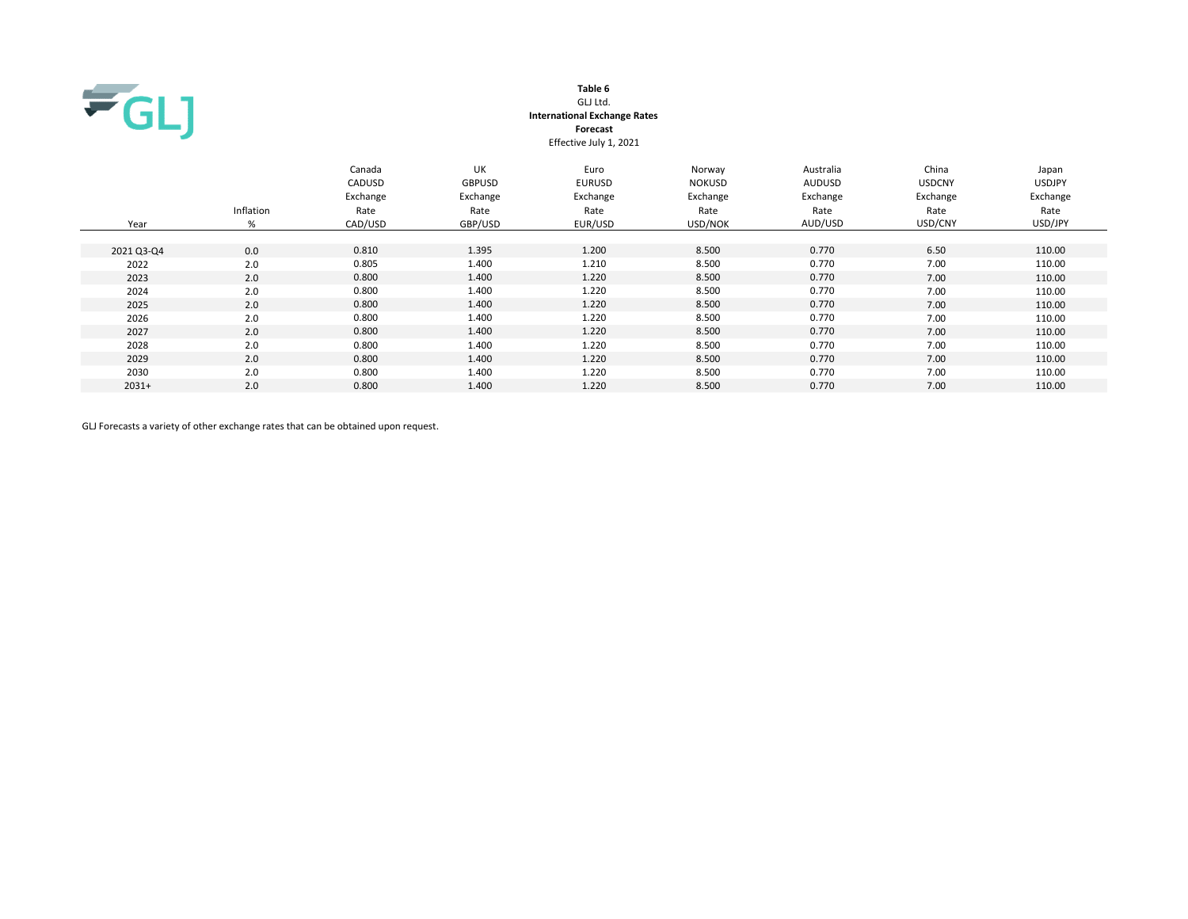**Table 6**
GLJ Ltd.
**International Exchange Rates**
**Forecast**
Effective July 1, 2021

| Year | Inflation % | Canada CADUSD Exchange Rate CAD/USD | UK GBPUSD Exchange Rate GBP/USD | Euro EURUSD Exchange Rate EUR/USD | Norway NOKUSD Exchange Rate USD/NOK | Australia AUDUSD Exchange Rate AUD/USD | China USDCNY Exchange Rate USD/CNY | Japan USDJPY Exchange Rate USD/JPY |
|---|---|---|---|---|---|---|---|---|
| 2021 Q3-Q4 | 0.0 | 0.810 | 1.395 | 1.200 | 8.500 | 0.770 | 6.50 | 110.00 |
| 2022 | 2.0 | 0.805 | 1.400 | 1.210 | 8.500 | 0.770 | 7.00 | 110.00 |
| 2023 | 2.0 | 0.800 | 1.400 | 1.220 | 8.500 | 0.770 | 7.00 | 110.00 |
| 2024 | 2.0 | 0.800 | 1.400 | 1.220 | 8.500 | 0.770 | 7.00 | 110.00 |
| 2025 | 2.0 | 0.800 | 1.400 | 1.220 | 8.500 | 0.770 | 7.00 | 110.00 |
| 2026 | 2.0 | 0.800 | 1.400 | 1.220 | 8.500 | 0.770 | 7.00 | 110.00 |
| 2027 | 2.0 | 0.800 | 1.400 | 1.220 | 8.500 | 0.770 | 7.00 | 110.00 |
| 2028 | 2.0 | 0.800 | 1.400 | 1.220 | 8.500 | 0.770 | 7.00 | 110.00 |
| 2029 | 2.0 | 0.800 | 1.400 | 1.220 | 8.500 | 0.770 | 7.00 | 110.00 |
| 2030 | 2.0 | 0.800 | 1.400 | 1.220 | 8.500 | 0.770 | 7.00 | 110.00 |
| 2031+ | 2.0 | 0.800 | 1.400 | 1.220 | 8.500 | 0.770 | 7.00 | 110.00 |

GLJ Forecasts a variety of other exchange rates that can be obtained upon request.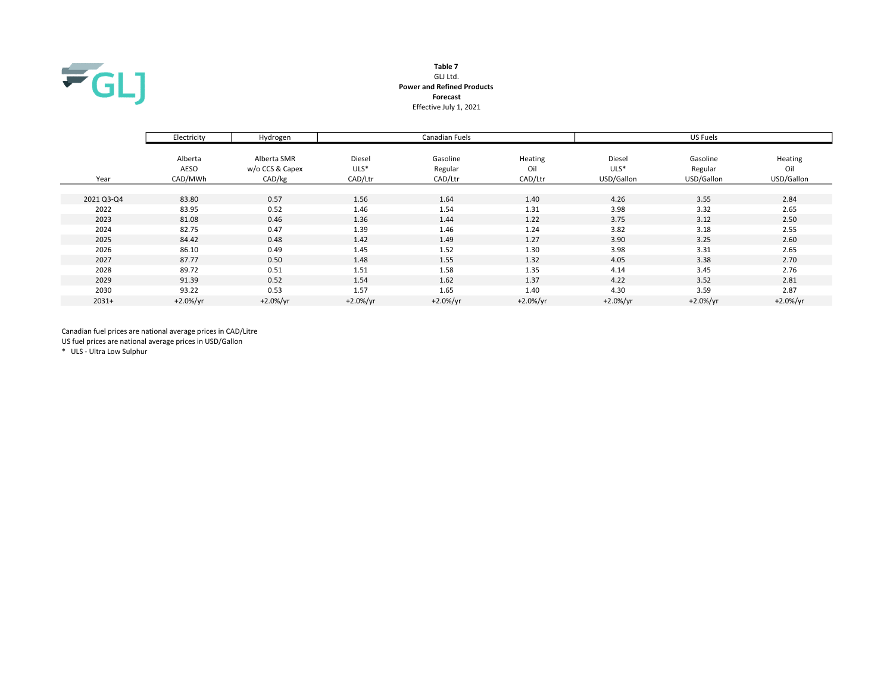**Table 7**
GLJ Ltd.
**Power and Refined Products**
**Forecast**
Effective July 1, 2021

| | Electricity | Hydrogen | Canadian Fuels | | | US Fuels | | |
|---|---|---|---|---|---|---|---|---|
| Year | Alberta AESO CAD/MWh | Alberta SMR w/o CCS & Capex CAD/kg | Diesel ULS* CAD/Ltr | Gasoline Regular CAD/Ltr | Heating Oil CAD/Ltr | Diesel ULS* USD/Gallon | Gasoline Regular USD/Gallon | Heating Oil USD/Gallon |
| 2021 Q3-Q4 | 83.80 | 0.57 | 1.56 | 1.64 | 1.40 | 4.26 | 3.55 | 2.84 |
| 2022 | 83.95 | 0.52 | 1.46 | 1.54 | 1.31 | 3.98 | 3.32 | 2.65 |
| 2023 | 81.08 | 0.46 | 1.36 | 1.44 | 1.22 | 3.75 | 3.12 | 2.50 |
| 2024 | 82.75 | 0.47 | 1.39 | 1.46 | 1.24 | 3.82 | 3.18 | 2.55 |
| 2025 | 84.42 | 0.48 | 1.42 | 1.49 | 1.27 | 3.90 | 3.25 | 2.60 |
| 2026 | 86.10 | 0.49 | 1.45 | 1.52 | 1.30 | 3.98 | 3.31 | 2.65 |
| 2027 | 87.77 | 0.50 | 1.48 | 1.55 | 1.32 | 4.05 | 3.38 | 2.70 |
| 2028 | 89.72 | 0.51 | 1.51 | 1.58 | 1.35 | 4.14 | 3.45 | 2.76 |
| 2029 | 91.39 | 0.52 | 1.54 | 1.62 | 1.37 | 4.22 | 3.52 | 2.81 |
| 2030 | 93.22 | 0.53 | 1.57 | 1.65 | 1.40 | 4.30 | 3.59 | 2.87 |
| 2031+ | +2.0%/yr | +2.0%/yr | +2.0%/yr | +2.0%/yr | +2.0%/yr | +2.0%/yr | +2.0%/yr | +2.0%/yr |

Canadian fuel prices are national average prices in CAD/Litre
US fuel prices are national average prices in USD/Gallon
* ULS - Ultra Low Sulphur